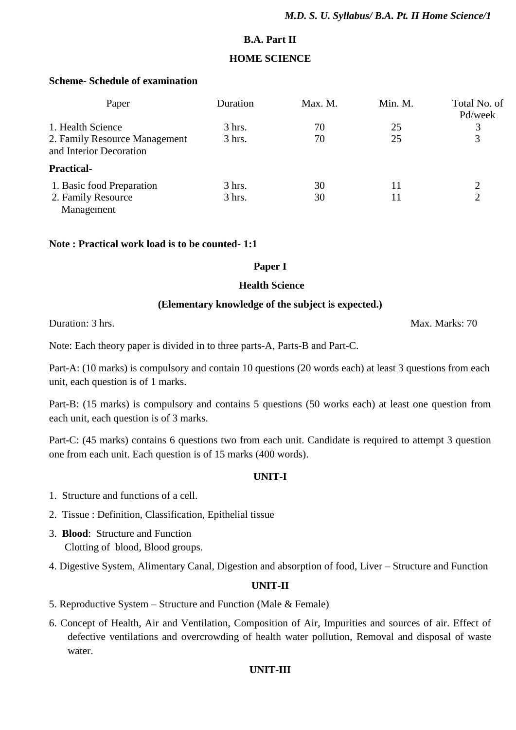# B.A. Part II

## HOME SCIENCE

**Scheme- Schedule of examination**

| Paper | Duration | Max. M. | Min. M. | Total No. of Pd/week |
|---|---|---|---|---|
| 1. Health Science | 3 hrs. | 70 | 25 | 3 |
| 2. Family Resource Management and Interior Decoration | 3 hrs. | 70 | 25 | 3 |
| **Practical-** | | | | |
| 1. Basic food Preparation | 3 hrs. | 30 | 11 | 2 |
| 2. Family Resource Management | 3 hrs. | 30 | 11 | 2 |

**Note : Practical work load is to be counted- 1:1**

## Paper I

## Health Science

**(Elementary knowledge of the subject is expected.)**

Duration: 3 hrs. Max. Marks: 70

Note: Each theory paper is divided in to three parts-A, Parts-B and Part-C.

Part-A: (10 marks) is compulsory and contain 10 questions (20 words each) at least 3 questions from each unit, each question is of 1 marks.

Part-B: (15 marks) is compulsory and contains 5 questions (50 works each) at least one question from each unit, each question is of 3 marks.

Part-C: (45 marks) contains 6 questions two from each unit. Candidate is required to attempt 3 question one from each unit. Each question is of 15 marks (400 words).

### UNIT-I

1. Structure and functions of a cell.
2. Tissue : Definition, Classification, Epithelial tissue
3. **Blood**: Structure and Function
   Clotting of blood, Blood groups.
4. Digestive System, Alimentary Canal, Digestion and absorption of food, Liver – Structure and Function

### UNIT-II

5. Reproductive System – Structure and Function (Male & Female)
6. Concept of Health, Air and Ventilation, Composition of Air, Impurities and sources of air. Effect of defective ventilations and overcrowding of health water pollution, Removal and disposal of waste water.

### UNIT-III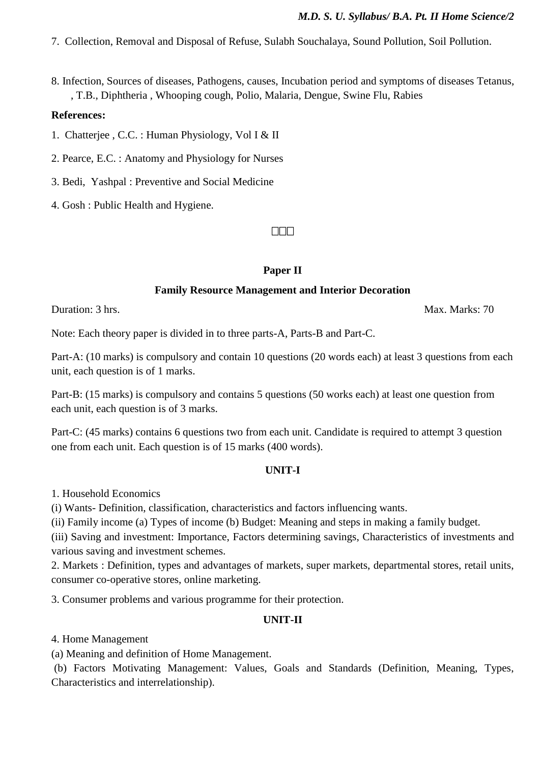7. Collection, Removal and Disposal of Refuse, Sulabh Souchalaya, Sound Pollution, Soil Pollution.

8. Infection, Sources of diseases, Pathogens, causes, Incubation period and symptoms of diseases Tetanus, , T.B., Diphtheria , Whooping cough, Polio, Malaria, Dengue, Swine Flu, Rabies

**References:**

1. Chatterjee , C.C. : Human Physiology, Vol I & II
2. Pearce, E.C. : Anatomy and Physiology for Nurses
3. Bedi, Yashpal : Preventive and Social Medicine
4. Gosh : Public Health and Hygiene.

□□□

## Paper II

## Family Resource Management and Interior Decoration

Duration: 3 hrs. Max. Marks: 70

Note: Each theory paper is divided in to three parts-A, Parts-B and Part-C.

Part-A: (10 marks) is compulsory and contain 10 questions (20 words each) at least 3 questions from each unit, each question is of 1 marks.

Part-B: (15 marks) is compulsory and contains 5 questions (50 works each) at least one question from each unit, each question is of 3 marks.

Part-C: (45 marks) contains 6 questions two from each unit. Candidate is required to attempt 3 question one from each unit. Each question is of 15 marks (400 words).

### UNIT-I

1. Household Economics
(i) Wants- Definition, classification, characteristics and factors influencing wants.
(ii) Family income (a) Types of income (b) Budget: Meaning and steps in making a family budget.
(iii) Saving and investment: Importance, Factors determining savings, Characteristics of investments and various saving and investment schemes.
2. Markets : Definition, types and advantages of markets, super markets, departmental stores, retail units, consumer co-operative stores, online marketing.

3. Consumer problems and various programme for their protection.

### UNIT-II

4. Home Management
(a) Meaning and definition of Home Management.
(b) Factors Motivating Management: Values, Goals and Standards (Definition, Meaning, Types, Characteristics and interrelationship).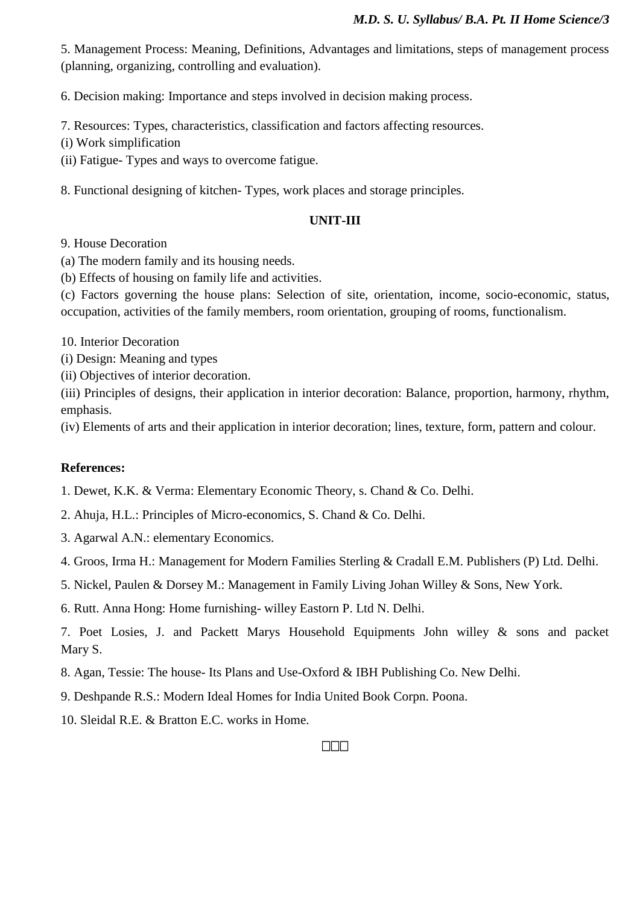5. Management Process: Meaning, Definitions, Advantages and limitations, steps of management process (planning, organizing, controlling and evaluation).

6. Decision making: Importance and steps involved in decision making process.

7. Resources: Types, characteristics, classification and factors affecting resources.
(i) Work simplification
(ii) Fatigue- Types and ways to overcome fatigue.

8. Functional designing of kitchen- Types, work places and storage principles.

## UNIT-III

9. House Decoration
(a) The modern family and its housing needs.
(b) Effects of housing on family life and activities.
(c) Factors governing the house plans: Selection of site, orientation, income, socio-economic, status, occupation, activities of the family members, room orientation, grouping of rooms, functionalism.

10. Interior Decoration
(i) Design: Meaning and types
(ii) Objectives of interior decoration.
(iii) Principles of designs, their application in interior decoration: Balance, proportion, harmony, rhythm, emphasis.
(iv) Elements of arts and their application in interior decoration; lines, texture, form, pattern and colour.

**References:**

1. Dewet, K.K. & Verma: Elementary Economic Theory, s. Chand & Co. Delhi.
2. Ahuja, H.L.: Principles of Micro-economics, S. Chand & Co. Delhi.
3. Agarwal A.N.: elementary Economics.
4. Groos, Irma H.: Management for Modern Families Sterling & Cradall E.M. Publishers (P) Ltd. Delhi.
5. Nickel, Paulen & Dorsey M.: Management in Family Living Johan Willey & Sons, New York.
6. Rutt. Anna Hong: Home furnishing- willey Eastorn P. Ltd N. Delhi.
7. Poet Losies, J. and Packett Marys Household Equipments John willey & sons and packet Mary S.
8. Agan, Tessie: The house- Its Plans and Use-Oxford & IBH Publishing Co. New Delhi.
9. Deshpande R.S.: Modern Ideal Homes for India United Book Corpn. Poona.
10. Sleidal R.E. & Bratton E.C. works in Home.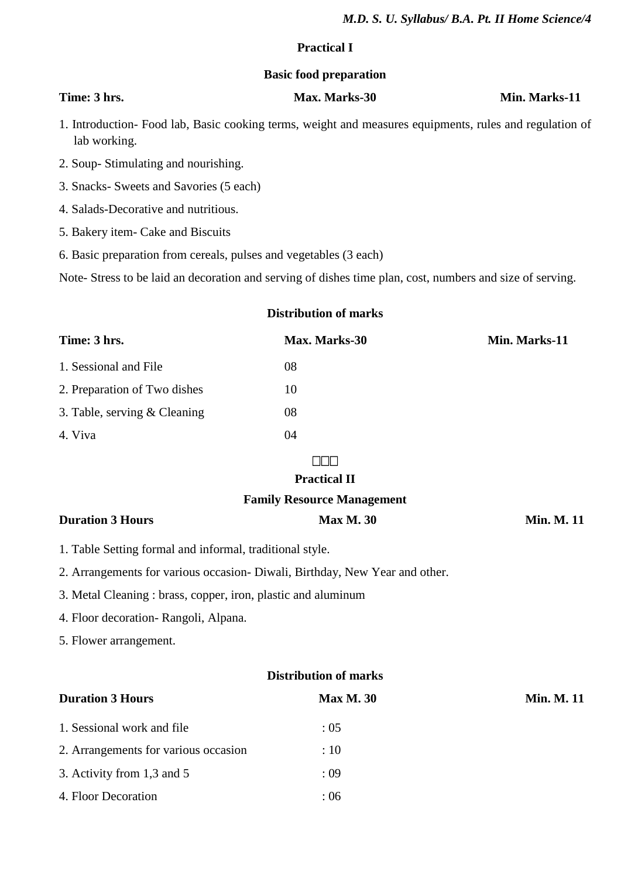## Practical I

### Basic food preparation

**Time: 3 hrs.** **Max. Marks-30** **Min. Marks-11**

1. Introduction- Food lab, Basic cooking terms, weight and measures equipments, rules and regulation of lab working.
2. Soup- Stimulating and nourishing.
3. Snacks- Sweets and Savories (5 each)
4. Salads-Decorative and nutritious.
5. Bakery item- Cake and Biscuits
6. Basic preparation from cereals, pulses and vegetables (3 each)

Note- Stress to be laid an decoration and serving of dishes time plan, cost, numbers and size of serving.

### Distribution of marks

| **Time: 3 hrs.** | **Max. Marks-30** | **Min. Marks-11** |
|---|---|---|
| 1. Sessional and File | 08 | |
| 2. Preparation of Two dishes | 10 | |
| 3. Table, serving & Cleaning | 08 | |
| 4. Viva | 04 | |

□□□

## Practical II

### Family Resource Management

**Duration 3 Hours** **Max M. 30** **Min. M. 11**

1. Table Setting formal and informal, traditional style.
2. Arrangements for various occasion- Diwali, Birthday, New Year and other.
3. Metal Cleaning : brass, copper, iron, plastic and aluminum
4. Floor decoration- Rangoli, Alpana.
5. Flower arrangement.

### Distribution of marks

| **Duration 3 Hours** | **Max M. 30** | **Min. M. 11** |
|---|---|---|
| 1. Sessional work and file | : 05 | |
| 2. Arrangements for various occasion | : 10 | |
| 3. Activity from 1,3 and 5 | : 09 | |
| 4. Floor Decoration | : 06 | |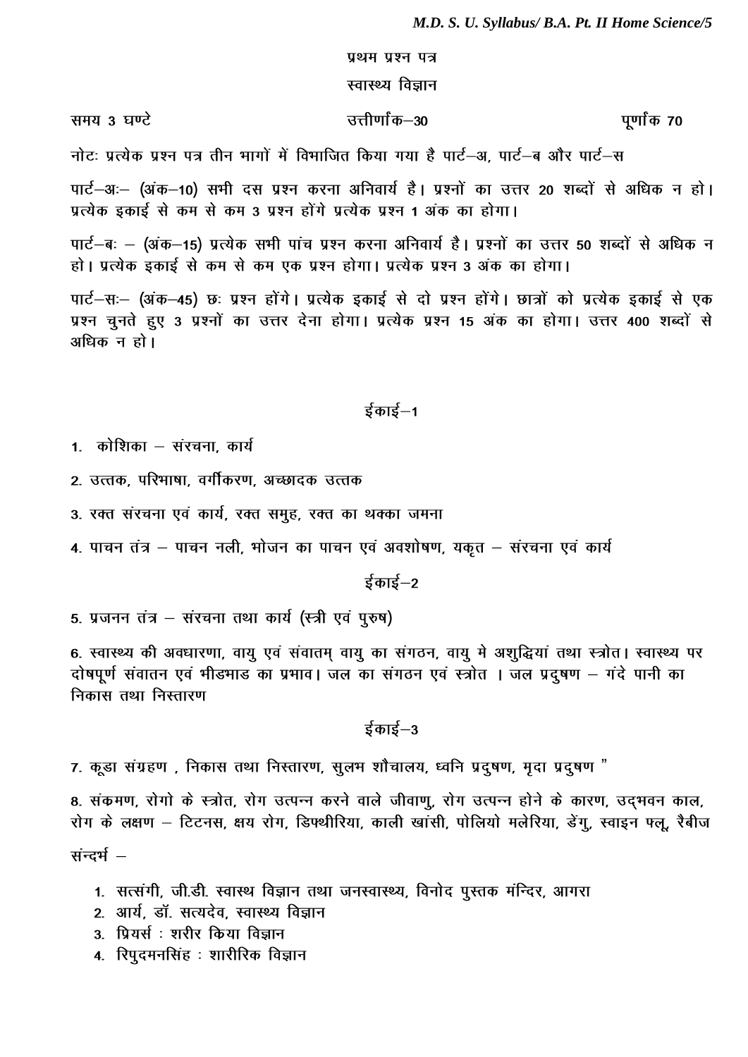## प्रथम प्रश्न पत्र

## स्वास्थ्य विज्ञान

समय 3 घण्टे | उत्तीर्णांक–30 | पूर्णांक 70

नोटः प्रत्येक प्रश्न पत्र तीन भागों में विभाजित किया गया है पार्ट–अ, पार्ट–ब और पार्ट–स

पार्ट–अः– (अंक–10) सभी दस प्रश्न करना अनिवार्य है। प्रश्नों का उत्तर 20 शब्दों से अधिक न हो। प्रत्येक इकाई से कम से कम 3 प्रश्न होंगे प्रत्येक प्रश्न 1 अंक का होगा।

पार्ट–बः – (अंक–15) प्रत्येक सभी पांच प्रश्न करना अनिवार्य है। प्रश्नों का उत्तर 50 शब्दों से अधिक न हो। प्रत्येक इकाई से कम से कम एक प्रश्न होगा। प्रत्येक प्रश्न 3 अंक का होगा।

पार्ट–सः– (अंक–45) छः प्रश्न होंगे। प्रत्येक इकाई से दो प्रश्न होंगे। छात्रों को प्रत्येक इकाई से एक प्रश्न चुनते हुए 3 प्रश्नों का उत्तर देना होगा। प्रत्येक प्रश्न 15 अंक का होगा। उत्तर 400 शब्दों से अधिक न हो।

### ईकाई–1

1. कोशिका – संरचना, कार्य

2. उत्तक, परिभाषा, वर्गीकरण, अच्छादक उत्तक

3. रक्त संरचना एवं कार्य, रक्त समुह, रक्त का थक्का जमना

4. पाचन तंत्र – पाचन नली, भोजन का पाचन एवं अवशोषण, यकृत – संरचना एवं कार्य

### ईकाई–2

5. प्रजनन तंत्र – संरचना तथा कार्य (स्त्री एवं पुरुष)

6. स्वास्थ्य की अवधारणा, वायु एवं संवातम् वायु का संगठन, वायु मे अशुद्धियां तथा स्त्रोत। स्वास्थ्य पर दोषपूर्ण संवातन एवं भीडभाड का प्रभाव। जल का संगठन एवं स्त्रोत । जल प्रदुषण – गंदे पानी का निकास तथा निस्तारण

### ईकाई–3

7. कूडा संग्रहण , निकास तथा निस्तारण, सुलभ शौचालय, ध्वनि प्रदुषण, मृदा प्रदुषण "

8. संक्रमण, रोगो के स्त्रोत, रोग उत्पन्न करने वाले जीवाणु, रोग उत्पन्न होने के कारण, उद्‌भवन काल, रोग के लक्षण – टिटनस, क्षय रोग, डिफ्थीरिया, काली खांसी, पोलियो मलेरिया, डेंगु, स्वाइन फ्लू, रैबीज

संन्दर्भ –

1. सत्संगी, जी.डी. स्वास्थ विज्ञान तथा जनस्वास्थ्य, विनोद पुस्तक मन्दिर, आगरा
2. आर्य, डॉ. सत्यदेव, स्वास्थ्य विज्ञान
3. प्रियर्स : शरीर किया विज्ञान
4. रिपुदमनसिंह : शारीरिक विज्ञान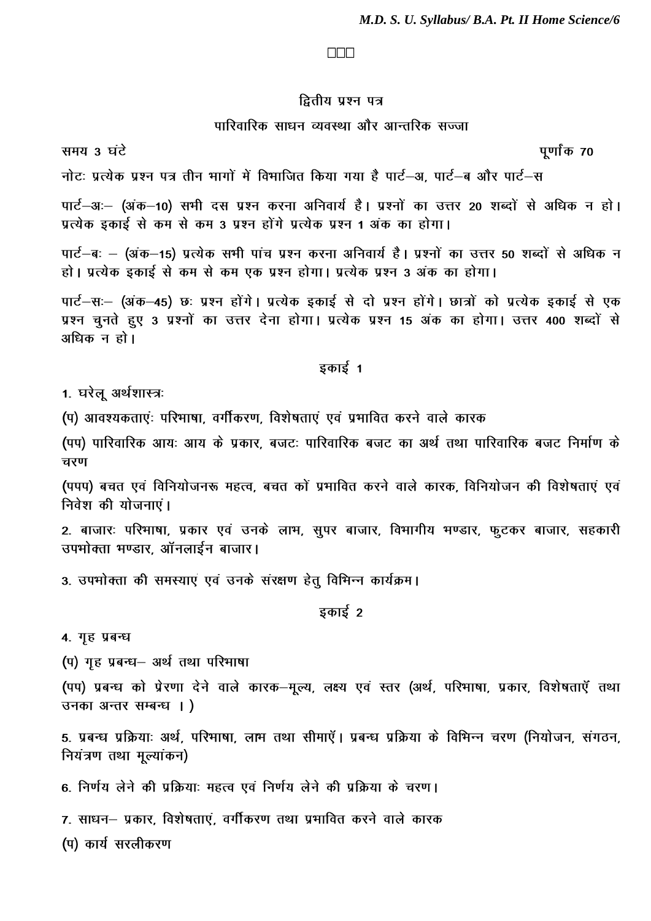□□□

## द्वितीय प्रश्न पत्र

## पारिवारिक साधन व्यवस्था और आन्तरिक सज्जा

समय 3 घंटे　　　　　　　　　　　　　　　　　　　　　　　　　　　　　　　पूर्णांक 70

नोटः प्रत्येक प्रश्न पत्र तीन भागों में विभाजित किया गया है पार्ट–अ, पार्ट–ब और पार्ट–स

पार्ट–अः– (अंक–10) सभी दस प्रश्न करना अनिवार्य है। प्रश्नों का उत्तर 20 शब्दों से अधिक न हो। प्रत्येक इकाई से कम से कम 3 प्रश्न होंगे प्रत्येक प्रश्न 1 अंक का होगा।

पार्ट–बः – (अंक–15) प्रत्येक सभी पांच प्रश्न करना अनिवार्य है। प्रश्नों का उत्तर 50 शब्दों से अधिक न हो। प्रत्येक इकाई से कम से कम एक प्रश्न होगा। प्रत्येक प्रश्न 3 अंक का होगा।

पार्ट–सः– (अंक–45) छः प्रश्न होंगे। प्रत्येक इकाई से दो प्रश्न होंगे। छात्रों को प्रत्येक इकाई से एक प्रश्न चुनते हुए 3 प्रश्नों का उत्तर देना होगा। प्रत्येक प्रश्न 15 अंक का होगा। उत्तर 400 शब्दों से अधिक न हो।

### इकाई 1

1. घरेलू अर्थशास्त्रः

(प) आवश्यकताएंः परिभाषा, वर्गीकरण, विशेषताएं एवं प्रभावित करने वाले कारक

(पप) पारिवारिक आयः आय के प्रकार, बजटः पारिवारिक बजट का अर्थ तथा पारिवारिक बजट निर्माण के चरण

(पपप) बचत एवं विनियोजनरू महत्व, बचत कों प्रभावित करने वाले कारक, विनियोजन की विशेषताएं एवं निवेश की योजनाएं।

2. बाजारः परिभाषा, प्रकार एवं उनके लाभ, सुपर बाजार, विभागीय भण्डार, फुटकर बाजार, सहकारी उपभोक्ता भण्डार, ऑनलाईन बाजार।

3. उपभोक्ता की समस्याएं एवं उनके संरक्षण हेतु विभिन्न कार्यक्रम।

### इकाई 2

4. गृह प्रबन्ध

(प) गृह प्रबन्ध– अर्थ तथा परिभाषा

(पप) प्रबन्ध को प्रेरणा देने वाले कारक–मूल्य, लक्ष्य एवं स्तर (अर्थ, परिभाषा, प्रकार, विशेषताएँ तथा उनका अन्तर सम्बन्ध । )

5. प्रबन्ध प्रक्रियाः अर्थ, परिभाषा, लाभ तथा सीमाएँ। प्रबन्ध प्रक्रिया के विभिन्न चरण (नियोजन, संगठन, नियंत्रण तथा मूल्यांकन)

6. निर्णय लेने की प्रक्रियाः महत्व एवं निर्णय लेने की प्रक्रिया के चरण।

7. साधन– प्रकार, विशेषताएं, वर्गीकरण तथा प्रभावित करने वाले कारक

(प) कार्य सरलीकरण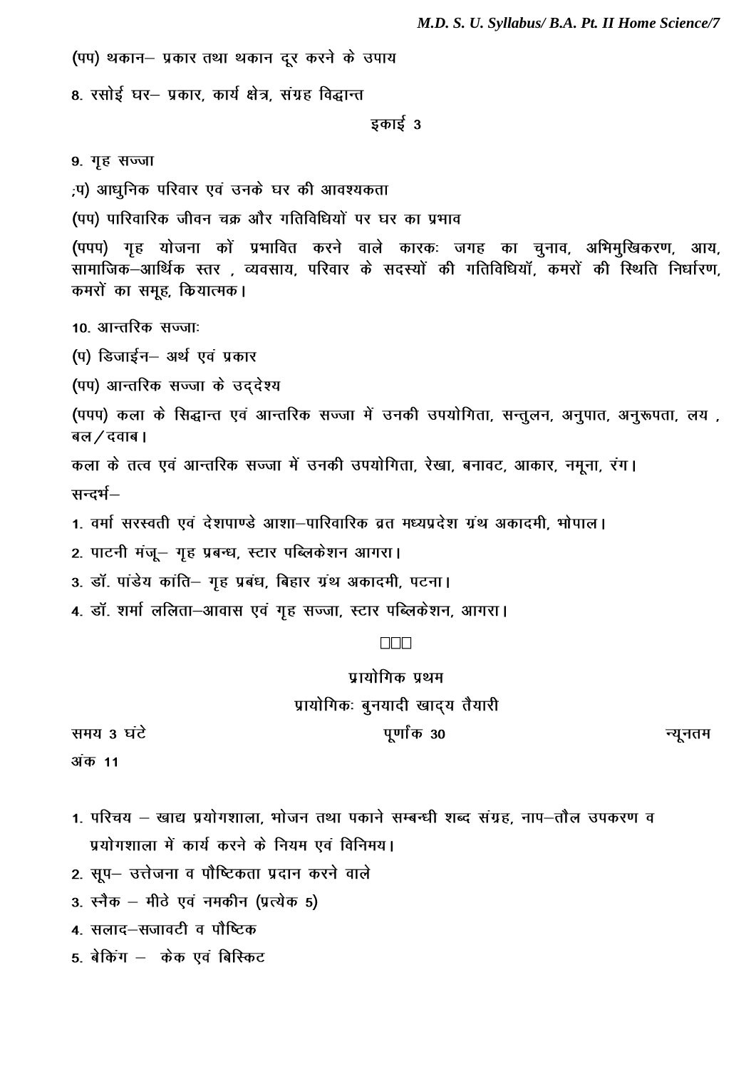(पप) थकान– प्रकार तथा थकान दूर करने के उपाय

8. रसोई घर– प्रकार, कार्य क्षेत्र, संग्रह विद्धान्त

### इकाई 3

9. गृह सज्जा

;प) आधुनिक परिवार एवं उनके घर की आवश्यकता

(पप) पारिवारिक जीवन चक्र और गतिविधियों पर घर का प्रभाव

(पपप) गृह योजना कों प्रभावित करने वाले कारकः जगह का चुनाव, अभिमुखिकरण, आय, सामाजिक–आर्थिक स्तर , व्यवसाय, परिवार के सदस्यों की गतिविधियॉ, कमरों की स्थिति निर्धारण, कमरों का समूह, कियात्मक।

10. आन्तरिक सज्जाः

(प) डिजाईन– अर्थ एवं प्रकार

(पप) आन्तरिक सज्जा के उद्देश्य

(पपप) कला के सिद्धान्त एवं आन्तरिक सज्जा में उनकी उपयोगिता, सन्तुलन, अनुपात, अनुरूपता, लय , बल/दवाब।

कला के तत्व एवं आन्तरिक सज्जा में उनकी उपयोगिता, रेखा, बनावट, आकार, नमूना, रंग।

सन्दर्भ–

1. वर्मा सरस्वती एवं देशपाण्डे आशा–पारिवारिक व्रत मध्यप्रदेश ग्रंथ अकादमी, भोपाल।
2. पाटनी मंजू– गृह प्रबन्ध, स्टार पब्लिकेशन आगरा।
3. डॉ. पांडेय कांति– गृह प्रबंध, बिहार ग्रंथ अकादमी, पटना।
4. डॉ. शर्मा ललिता–आवास एवं गृह सज्जा, स्टार पब्लिकेशन, आगरा।

□□□

## प्रायोगिक प्रथम

### प्रायोगिकः बुनयादी खाद्य तैयारी

समय 3 घंटे पूर्णांक 30 न्यूनतम अंक 11

1. परिचय – खाद्य प्रयोगशाला, भोजन तथा पकाने सम्बन्धी शब्द संग्रह, नाप–तौल उपकरण व प्रयोगशाला में कार्य करने के नियम एवं विनिमय।
2. सूप– उत्तेजना व पौष्टिकता प्रदान करने वाले
3. स्नैक – मीठे एवं नमकीन (प्रत्येक 5)
4. सलाद–सजावटी व पौष्टिक
5. बेकिंग – केक एवं बिस्किट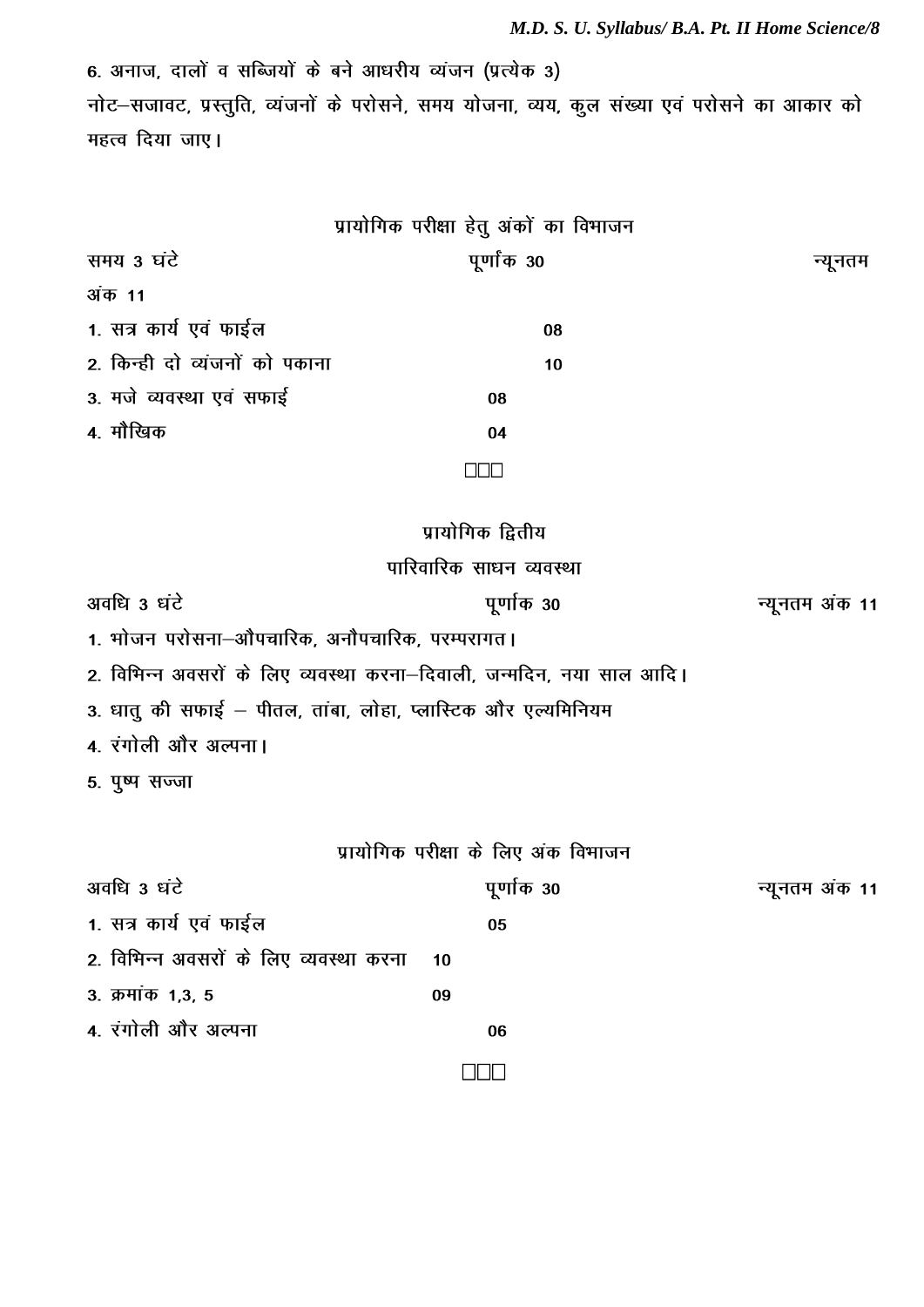6. अनाज, दालों व सब्जियों के बने आधरीय व्यंजन (प्रत्येक 3)

नोट–सजावट, प्रस्तुति, व्यंजनों के परोसने, समय योजना, व्यय, कुल संख्या एवं परोसने का आकार को महत्व दिया जाए।

### प्रायोगिक परीक्षा हेतु अंकों का विभाजन

समय 3 घंटे | पूर्णांक 30 | न्यूनतम अंक 11

| | |
|---|---|
| 1. सत्र कार्य एवं फाईल | 08 |
| 2. किन्ही दो व्यंजनों को पकाना | 10 |
| 3. मजे व्यवस्था एवं सफाई | 08 |
| 4. मौखिक | 04 |

□□□

## प्रायोगिक द्वितीय

## पारिवारिक साधन व्यवस्था

अवधि 3 घंटे | पूर्णांक 30 | न्यूनतम अंक 11

1. भोजन परोसना–औपचारिक, अनौपचारिक, परम्परागत।
2. विभिन्न अवसरों के लिए व्यवस्था करना–दिवाली, जन्मदिन, नया साल आदि।
3. धातु की सफाई – पीतल, तांबा, लोहा, प्लास्टिक और एल्यमिनियम
4. रंगोली और अल्पना।
5. पुष्प सज्जा

### प्रायोगिक परीक्षा के लिए अंक विभाजन

अवधि 3 घंटे | पूर्णांक 30 | न्यूनतम अंक 11

| | |
|---|---|
| 1. सत्र कार्य एवं फाईल | 05 |
| 2. विभिन्न अवसरों के लिए व्यवस्था करना | 10 |
| 3. क्रमांक 1,3, 5 | 09 |
| 4. रंगोली और अल्पना | 06 |

□□□